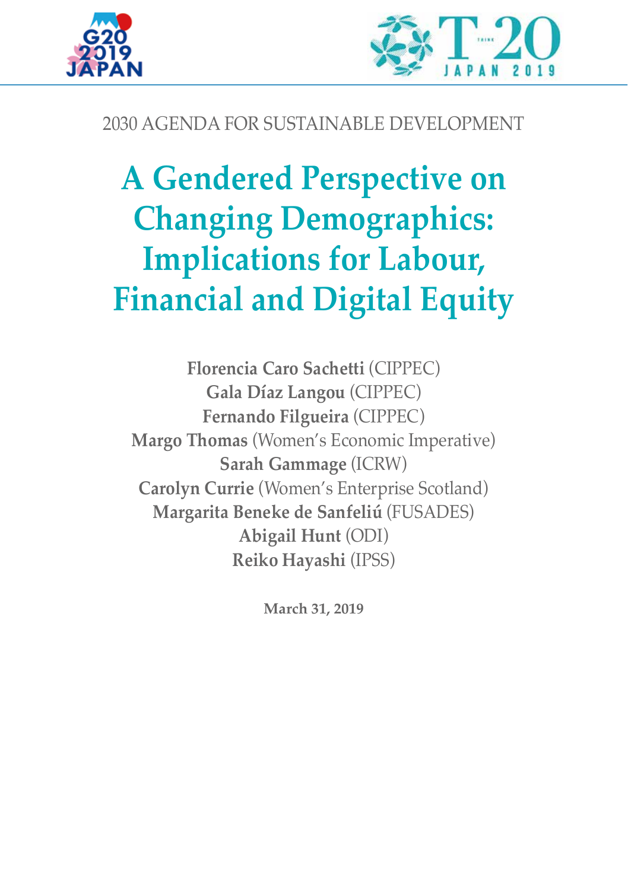2030 AGENDA FOR SUSTAINABLE DEVELOPMENT

# A Gendered Perspective on Changing Demographics: Implications for Labour, Financial and Digital Equity

**Florencia Caro Sachetti** (CIPPEC)
**Gala Díaz Langou** (CIPPEC)
**Fernando Filgueira** (CIPPEC)
**Margo Thomas** (Women's Economic Imperative)
**Sarah Gammage** (ICRW)
**Carolyn Currie** (Women's Enterprise Scotland)
**Margarita Beneke de Sanfeliú** (FUSADES)
**Abigail Hunt** (ODI)
**Reiko Hayashi** (IPSS)

**March 31, 2019**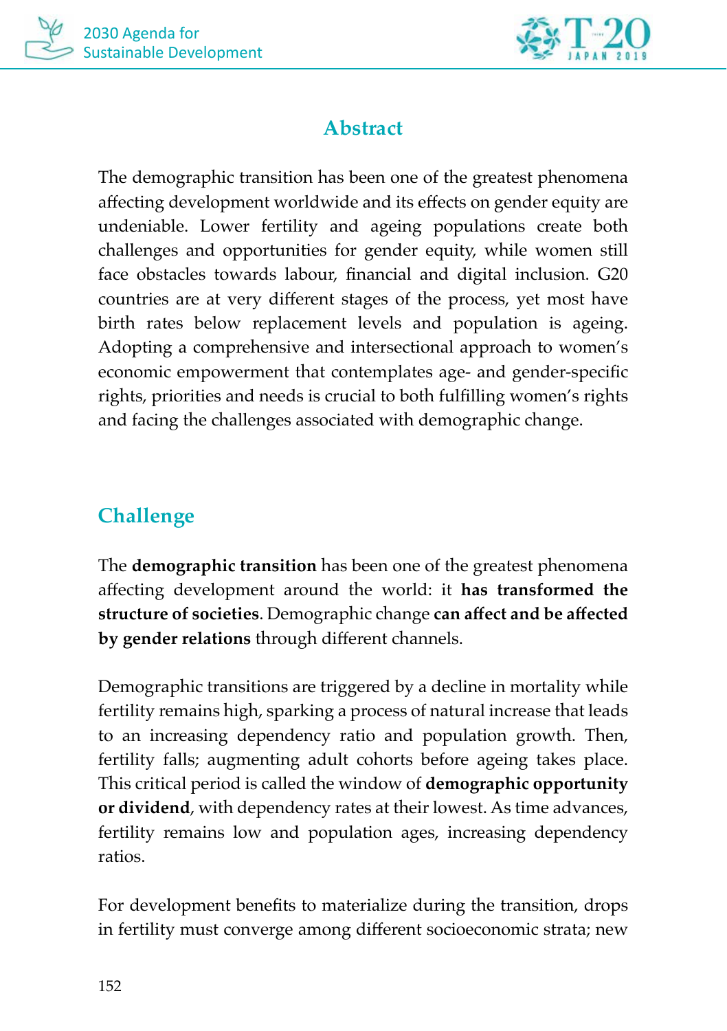## Abstract

The demographic transition has been one of the greatest phenomena affecting development worldwide and its effects on gender equity are undeniable. Lower fertility and ageing populations create both challenges and opportunities for gender equity, while women still face obstacles towards labour, financial and digital inclusion. G20 countries are at very different stages of the process, yet most have birth rates below replacement levels and population is ageing. Adopting a comprehensive and intersectional approach to women's economic empowerment that contemplates age- and gender-specific rights, priorities and needs is crucial to both fulfilling women's rights and facing the challenges associated with demographic change.

## Challenge

The **demographic transition** has been one of the greatest phenomena affecting development around the world: it **has transformed the structure of societies**. Demographic change **can affect and be affected by gender relations** through different channels.

Demographic transitions are triggered by a decline in mortality while fertility remains high, sparking a process of natural increase that leads to an increasing dependency ratio and population growth. Then, fertility falls; augmenting adult cohorts before ageing takes place. This critical period is called the window of **demographic opportunity or dividend**, with dependency rates at their lowest. As time advances, fertility remains low and population ages, increasing dependency ratios.

For development benefits to materialize during the transition, drops in fertility must converge among different socioeconomic strata; new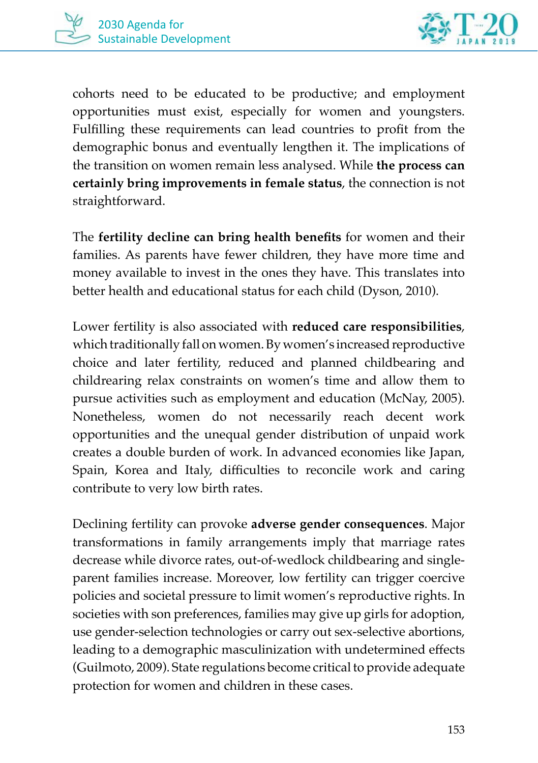cohorts need to be educated to be productive; and employment opportunities must exist, especially for women and youngsters. Fulfilling these requirements can lead countries to profit from the demographic bonus and eventually lengthen it. The implications of the transition on women remain less analysed. While **the process can certainly bring improvements in female status**, the connection is not straightforward.

The **fertility decline can bring health benefits** for women and their families. As parents have fewer children, they have more time and money available to invest in the ones they have. This translates into better health and educational status for each child (Dyson, 2010).

Lower fertility is also associated with **reduced care responsibilities**, which traditionally fall on women. By women's increased reproductive choice and later fertility, reduced and planned childbearing and childrearing relax constraints on women's time and allow them to pursue activities such as employment and education (McNay, 2005). Nonetheless, women do not necessarily reach decent work opportunities and the unequal gender distribution of unpaid work creates a double burden of work. In advanced economies like Japan, Spain, Korea and Italy, difficulties to reconcile work and caring contribute to very low birth rates.

Declining fertility can provoke **adverse gender consequences**. Major transformations in family arrangements imply that marriage rates decrease while divorce rates, out-of-wedlock childbearing and single-parent families increase. Moreover, low fertility can trigger coercive policies and societal pressure to limit women's reproductive rights. In societies with son preferences, families may give up girls for adoption, use gender-selection technologies or carry out sex-selective abortions, leading to a demographic masculinization with undetermined effects (Guilmoto, 2009). State regulations become critical to provide adequate protection for women and children in these cases.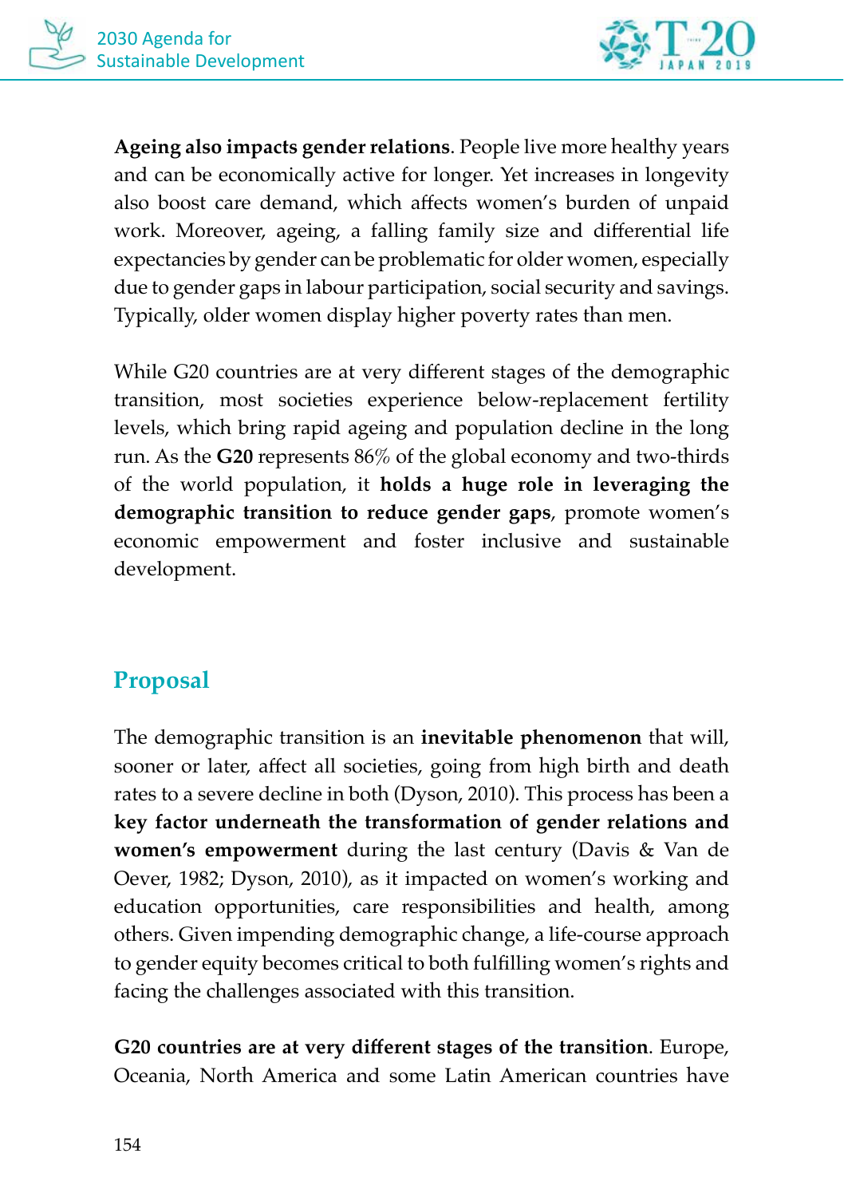**Ageing also impacts gender relations**. People live more healthy years and can be economically active for longer. Yet increases in longevity also boost care demand, which affects women's burden of unpaid work. Moreover, ageing, a falling family size and differential life expectancies by gender can be problematic for older women, especially due to gender gaps in labour participation, social security and savings. Typically, older women display higher poverty rates than men.

While G20 countries are at very different stages of the demographic transition, most societies experience below-replacement fertility levels, which bring rapid ageing and population decline in the long run. As the **G20** represents 86% of the global economy and two-thirds of the world population, it **holds a huge role in leveraging the demographic transition to reduce gender gaps**, promote women's economic empowerment and foster inclusive and sustainable development.

## Proposal

The demographic transition is an **inevitable phenomenon** that will, sooner or later, affect all societies, going from high birth and death rates to a severe decline in both (Dyson, 2010). This process has been a **key factor underneath the transformation of gender relations and women's empowerment** during the last century (Davis & Van de Oever, 1982; Dyson, 2010), as it impacted on women's working and education opportunities, care responsibilities and health, among others. Given impending demographic change, a life-course approach to gender equity becomes critical to both fulfilling women's rights and facing the challenges associated with this transition.

**G20 countries are at very different stages of the transition**. Europe, Oceania, North America and some Latin American countries have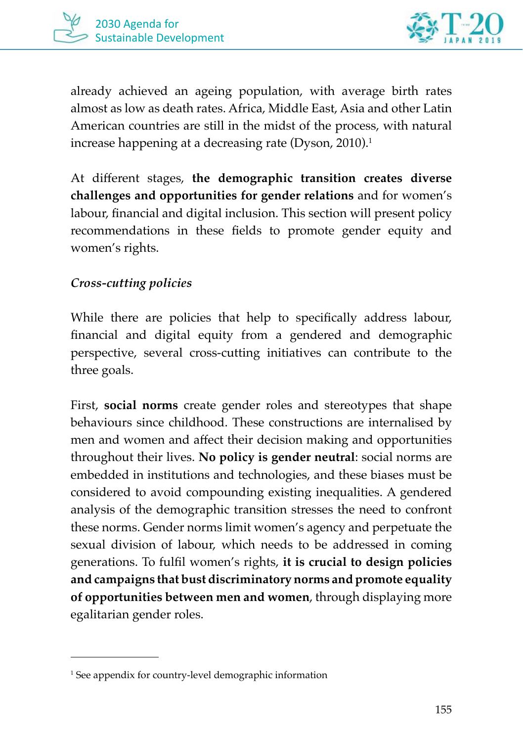already achieved an ageing population, with average birth rates almost as low as death rates. Africa, Middle East, Asia and other Latin American countries are still in the midst of the process, with natural increase happening at a decreasing rate (Dyson, 2010).[1]

At different stages, **the demographic transition creates diverse challenges and opportunities for gender relations** and for women's labour, financial and digital inclusion. This section will present policy recommendations in these fields to promote gender equity and women's rights.

*Cross-cutting policies*

While there are policies that help to specifically address labour, financial and digital equity from a gendered and demographic perspective, several cross-cutting initiatives can contribute to the three goals.

First, **social norms** create gender roles and stereotypes that shape behaviours since childhood. These constructions are internalised by men and women and affect their decision making and opportunities throughout their lives. **No policy is gender neutral**: social norms are embedded in institutions and technologies, and these biases must be considered to avoid compounding existing inequalities. A gendered analysis of the demographic transition stresses the need to confront these norms. Gender norms limit women's agency and perpetuate the sexual division of labour, which needs to be addressed in coming generations. To fulfil women's rights, **it is crucial to design policies and campaigns that bust discriminatory norms and promote equality of opportunities between men and women**, through displaying more egalitarian gender roles.

---

[1] See appendix for country-level demographic information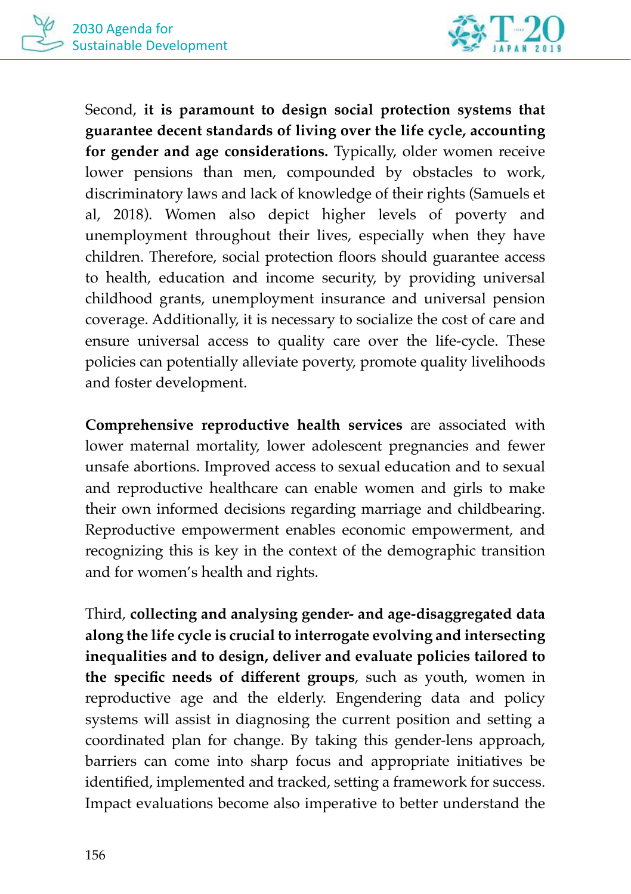Second, **it is paramount to design social protection systems that guarantee decent standards of living over the life cycle, accounting for gender and age considerations.** Typically, older women receive lower pensions than men, compounded by obstacles to work, discriminatory laws and lack of knowledge of their rights (Samuels et al, 2018). Women also depict higher levels of poverty and unemployment throughout their lives, especially when they have children. Therefore, social protection floors should guarantee access to health, education and income security, by providing universal childhood grants, unemployment insurance and universal pension coverage. Additionally, it is necessary to socialize the cost of care and ensure universal access to quality care over the life-cycle. These policies can potentially alleviate poverty, promote quality livelihoods and foster development.

**Comprehensive reproductive health services** are associated with lower maternal mortality, lower adolescent pregnancies and fewer unsafe abortions. Improved access to sexual education and to sexual and reproductive healthcare can enable women and girls to make their own informed decisions regarding marriage and childbearing. Reproductive empowerment enables economic empowerment, and recognizing this is key in the context of the demographic transition and for women's health and rights.

Third, **collecting and analysing gender- and age-disaggregated data along the life cycle is crucial to interrogate evolving and intersecting inequalities and to design, deliver and evaluate policies tailored to the specific needs of different groups**, such as youth, women in reproductive age and the elderly. Engendering data and policy systems will assist in diagnosing the current position and setting a coordinated plan for change. By taking this gender-lens approach, barriers can come into sharp focus and appropriate initiatives be identified, implemented and tracked, setting a framework for success. Impact evaluations become also imperative to better understand the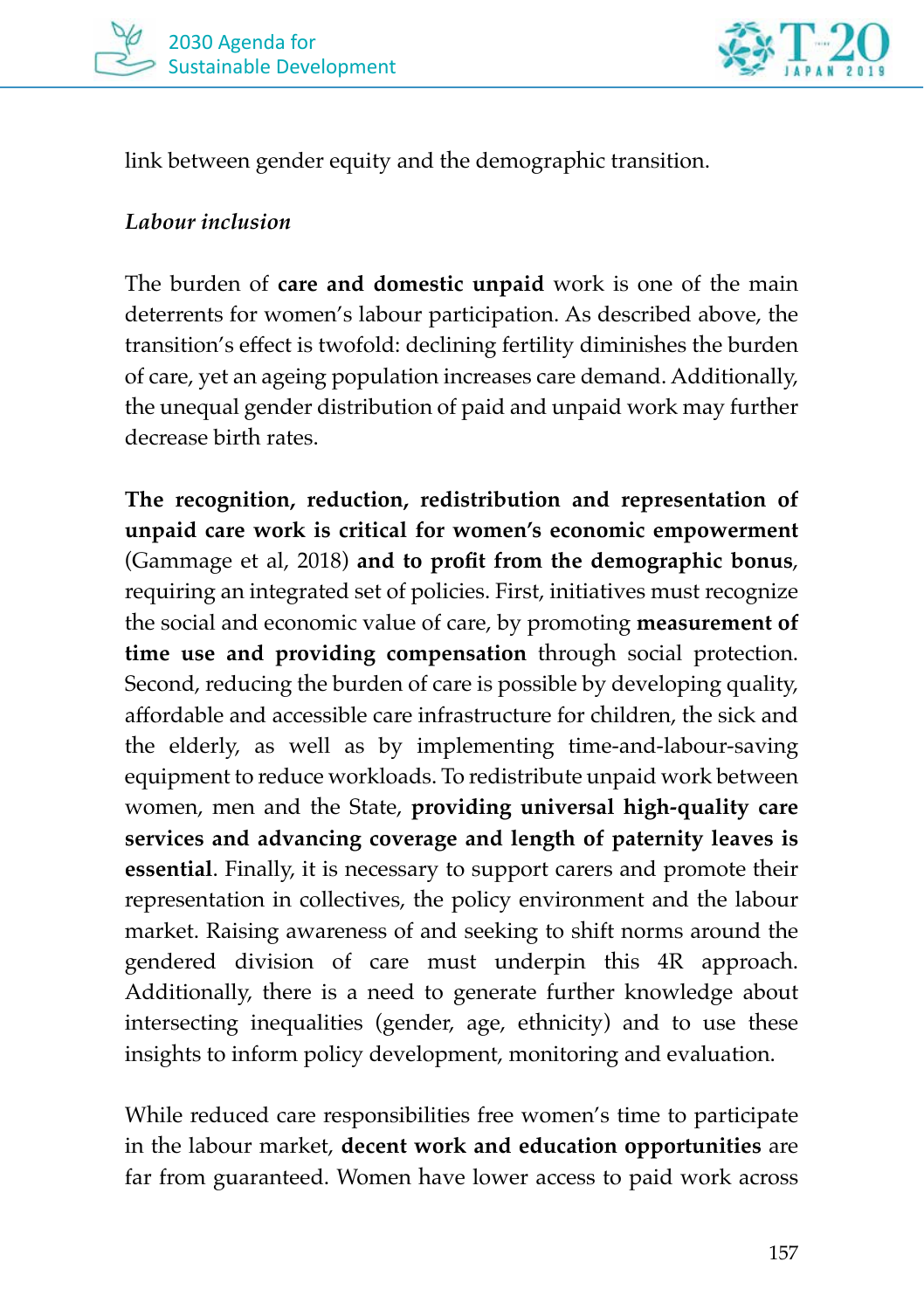link between gender equity and the demographic transition.

*Labour inclusion*

The burden of **care and domestic unpaid** work is one of the main deterrents for women's labour participation. As described above, the transition's effect is twofold: declining fertility diminishes the burden of care, yet an ageing population increases care demand. Additionally, the unequal gender distribution of paid and unpaid work may further decrease birth rates.

**The recognition, reduction, redistribution and representation of unpaid care work is critical for women's economic empowerment** (Gammage et al, 2018) **and to profit from the demographic bonus**, requiring an integrated set of policies. First, initiatives must recognize the social and economic value of care, by promoting **measurement of time use and providing compensation** through social protection. Second, reducing the burden of care is possible by developing quality, affordable and accessible care infrastructure for children, the sick and the elderly, as well as by implementing time-and-labour-saving equipment to reduce workloads. To redistribute unpaid work between women, men and the State, **providing universal high-quality care services and advancing coverage and length of paternity leaves is essential**. Finally, it is necessary to support carers and promote their representation in collectives, the policy environment and the labour market. Raising awareness of and seeking to shift norms around the gendered division of care must underpin this 4R approach. Additionally, there is a need to generate further knowledge about intersecting inequalities (gender, age, ethnicity) and to use these insights to inform policy development, monitoring and evaluation.

While reduced care responsibilities free women's time to participate in the labour market, **decent work and education opportunities** are far from guaranteed. Women have lower access to paid work across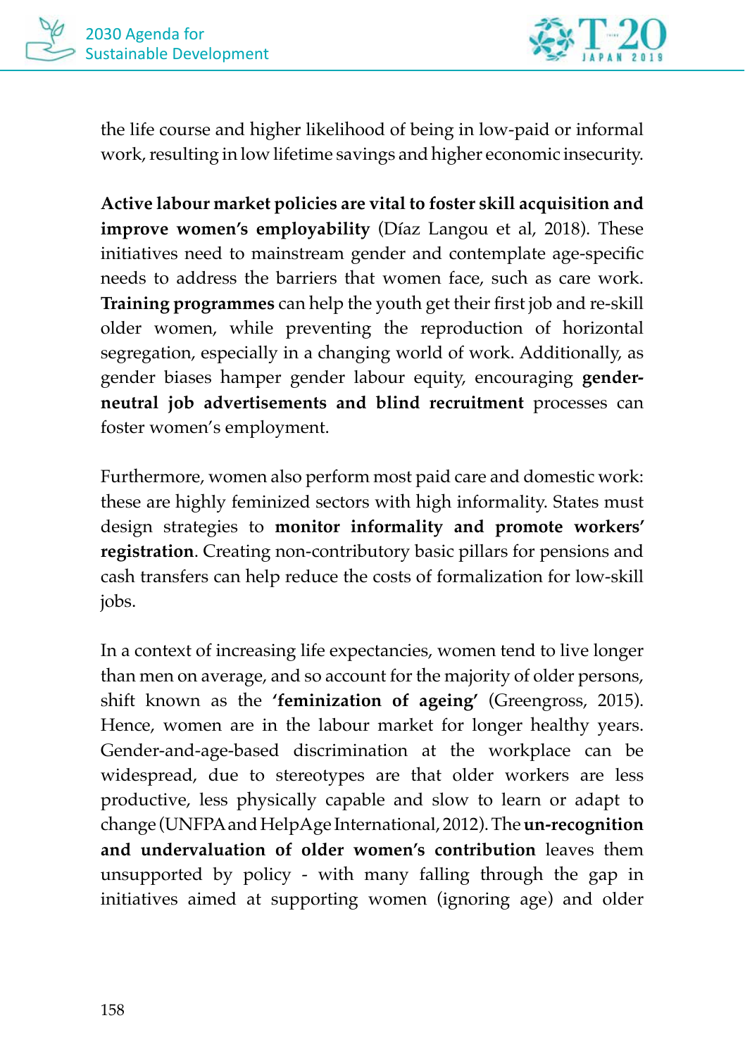the life course and higher likelihood of being in low-paid or informal work, resulting in low lifetime savings and higher economic insecurity.

**Active labour market policies are vital to foster skill acquisition and improve women's employability** (Díaz Langou et al, 2018). These initiatives need to mainstream gender and contemplate age-specific needs to address the barriers that women face, such as care work. **Training programmes** can help the youth get their first job and re-skill older women, while preventing the reproduction of horizontal segregation, especially in a changing world of work. Additionally, as gender biases hamper gender labour equity, encouraging **gender-neutral job advertisements and blind recruitment** processes can foster women's employment.

Furthermore, women also perform most paid care and domestic work: these are highly feminized sectors with high informality. States must design strategies to **monitor informality and promote workers' registration**. Creating non-contributory basic pillars for pensions and cash transfers can help reduce the costs of formalization for low-skill jobs.

In a context of increasing life expectancies, women tend to live longer than men on average, and so account for the majority of older persons, shift known as the **'feminization of ageing'** (Greengross, 2015). Hence, women are in the labour market for longer healthy years. Gender-and-age-based discrimination at the workplace can be widespread, due to stereotypes are that older workers are less productive, less physically capable and slow to learn or adapt to change (UNFPA and HelpAge International, 2012). The **un-recognition and undervaluation of older women's contribution** leaves them unsupported by policy - with many falling through the gap in initiatives aimed at supporting women (ignoring age) and older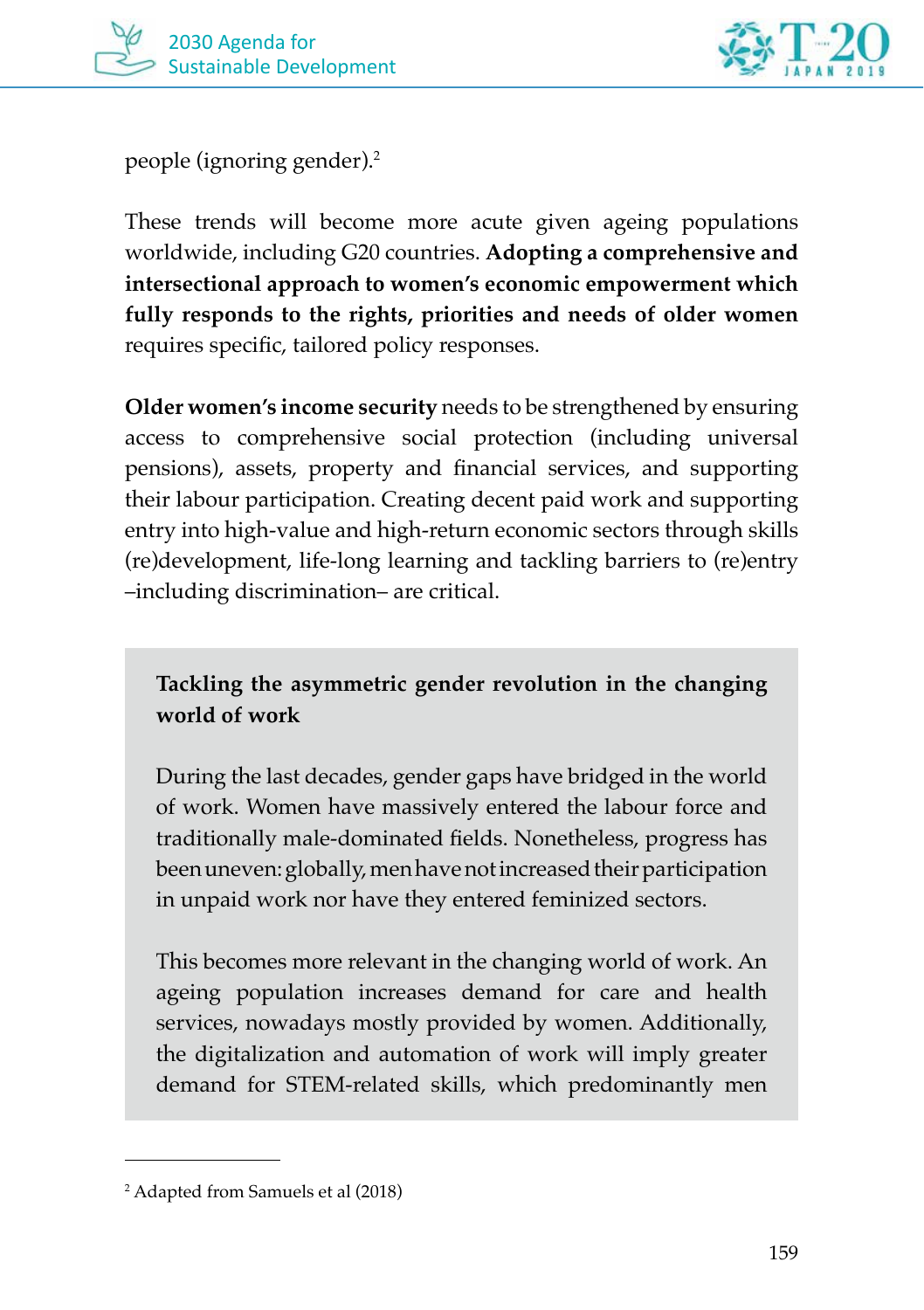people (ignoring gender).[2]

These trends will become more acute given ageing populations worldwide, including G20 countries. **Adopting a comprehensive and intersectional approach to women's economic empowerment which fully responds to the rights, priorities and needs of older women** requires specific, tailored policy responses.

**Older women's income security** needs to be strengthened by ensuring access to comprehensive social protection (including universal pensions), assets, property and financial services, and supporting their labour participation. Creating decent paid work and supporting entry into high-value and high-return economic sectors through skills (re)development, life-long learning and tackling barriers to (re)entry –including discrimination– are critical.

> **Tackling the asymmetric gender revolution in the changing world of work**
>
> During the last decades, gender gaps have bridged in the world of work. Women have massively entered the labour force and traditionally male-dominated fields. Nonetheless, progress has been uneven: globally, men have not increased their participation in unpaid work nor have they entered feminized sectors.
>
> This becomes more relevant in the changing world of work. An ageing population increases demand for care and health services, nowadays mostly provided by women. Additionally, the digitalization and automation of work will imply greater demand for STEM-related skills, which predominantly men

---

[2] Adapted from Samuels et al (2018)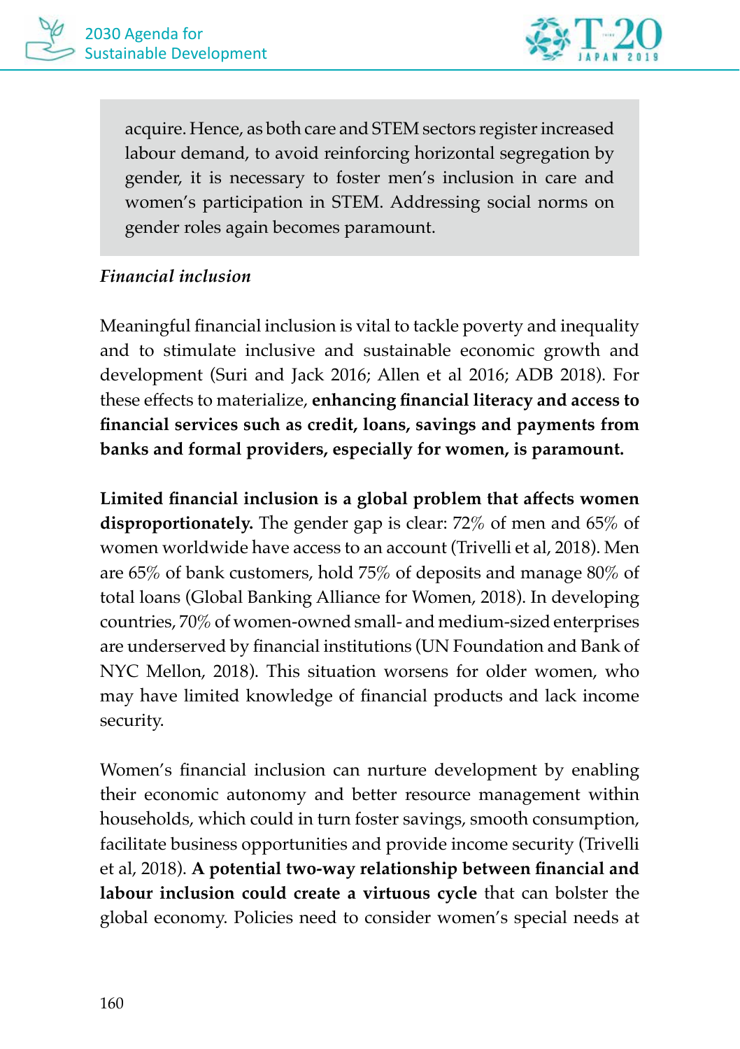acquire. Hence, as both care and STEM sectors register increased labour demand, to avoid reinforcing horizontal segregation by gender, it is necessary to foster men's inclusion in care and women's participation in STEM. Addressing social norms on gender roles again becomes paramount.

*Financial inclusion*

Meaningful financial inclusion is vital to tackle poverty and inequality and to stimulate inclusive and sustainable economic growth and development (Suri and Jack 2016; Allen et al 2016; ADB 2018). For these effects to materialize, **enhancing financial literacy and access to financial services such as credit, loans, savings and payments from banks and formal providers, especially for women, is paramount.**

**Limited financial inclusion is a global problem that affects women disproportionately.** The gender gap is clear: 72% of men and 65% of women worldwide have access to an account (Trivelli et al, 2018). Men are 65% of bank customers, hold 75% of deposits and manage 80% of total loans (Global Banking Alliance for Women, 2018). In developing countries, 70% of women-owned small- and medium-sized enterprises are underserved by financial institutions (UN Foundation and Bank of NYC Mellon, 2018). This situation worsens for older women, who may have limited knowledge of financial products and lack income security.

Women's financial inclusion can nurture development by enabling their economic autonomy and better resource management within households, which could in turn foster savings, smooth consumption, facilitate business opportunities and provide income security (Trivelli et al, 2018). **A potential two-way relationship between financial and labour inclusion could create a virtuous cycle** that can bolster the global economy. Policies need to consider women's special needs at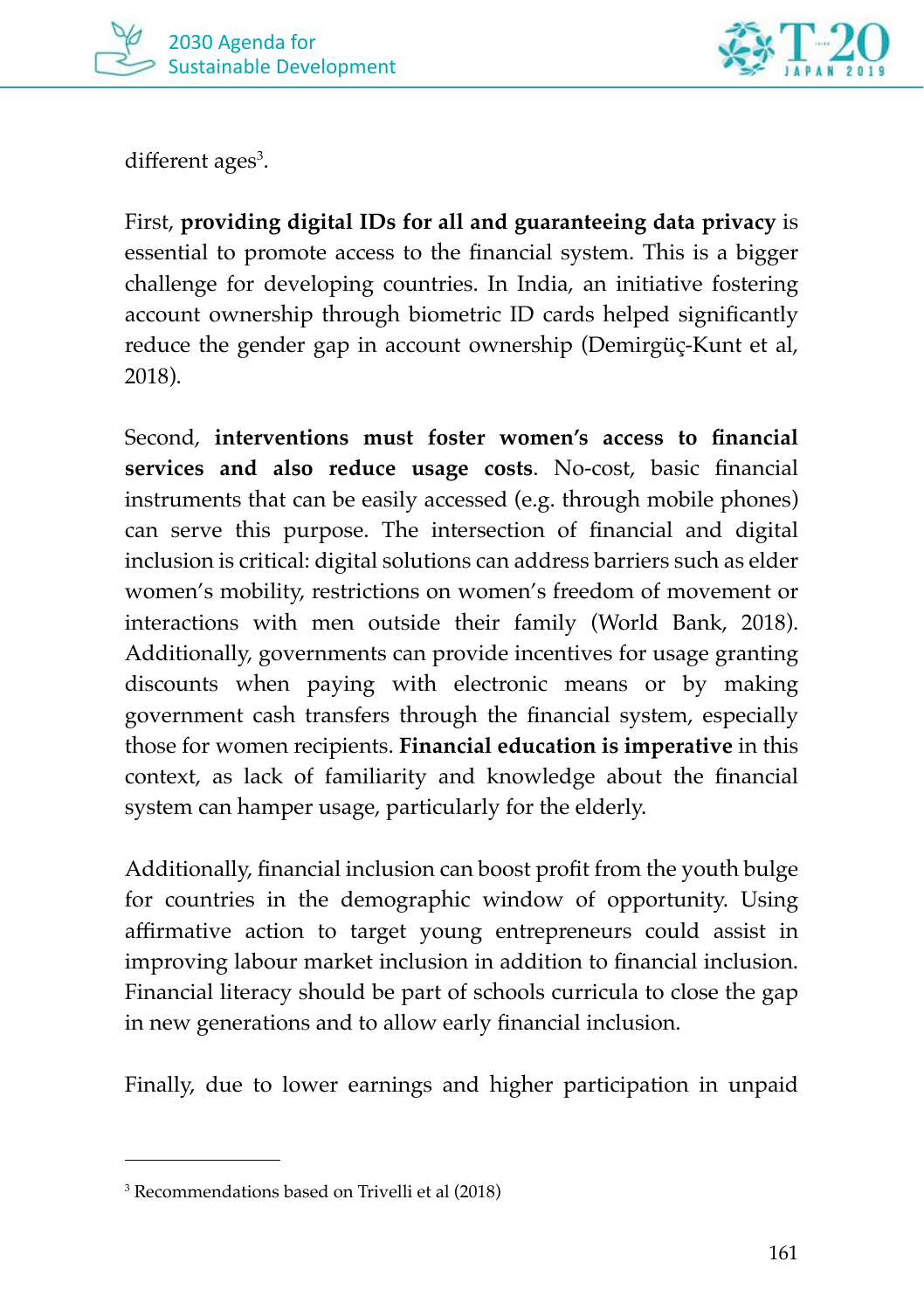different ages[3].

First, **providing digital IDs for all and guaranteeing data privacy** is essential to promote access to the financial system. This is a bigger challenge for developing countries. In India, an initiative fostering account ownership through biometric ID cards helped significantly reduce the gender gap in account ownership (Demirgüç-Kunt et al, 2018).

Second, **interventions must foster women's access to financial services and also reduce usage costs**. No-cost, basic financial instruments that can be easily accessed (e.g. through mobile phones) can serve this purpose. The intersection of financial and digital inclusion is critical: digital solutions can address barriers such as elder women's mobility, restrictions on women's freedom of movement or interactions with men outside their family (World Bank, 2018). Additionally, governments can provide incentives for usage granting discounts when paying with electronic means or by making government cash transfers through the financial system, especially those for women recipients. **Financial education is imperative** in this context, as lack of familiarity and knowledge about the financial system can hamper usage, particularly for the elderly.

Additionally, financial inclusion can boost profit from the youth bulge for countries in the demographic window of opportunity. Using affirmative action to target young entrepreneurs could assist in improving labour market inclusion in addition to financial inclusion. Financial literacy should be part of schools curricula to close the gap in new generations and to allow early financial inclusion.

Finally, due to lower earnings and higher participation in unpaid

---

[3] Recommendations based on Trivelli et al (2018)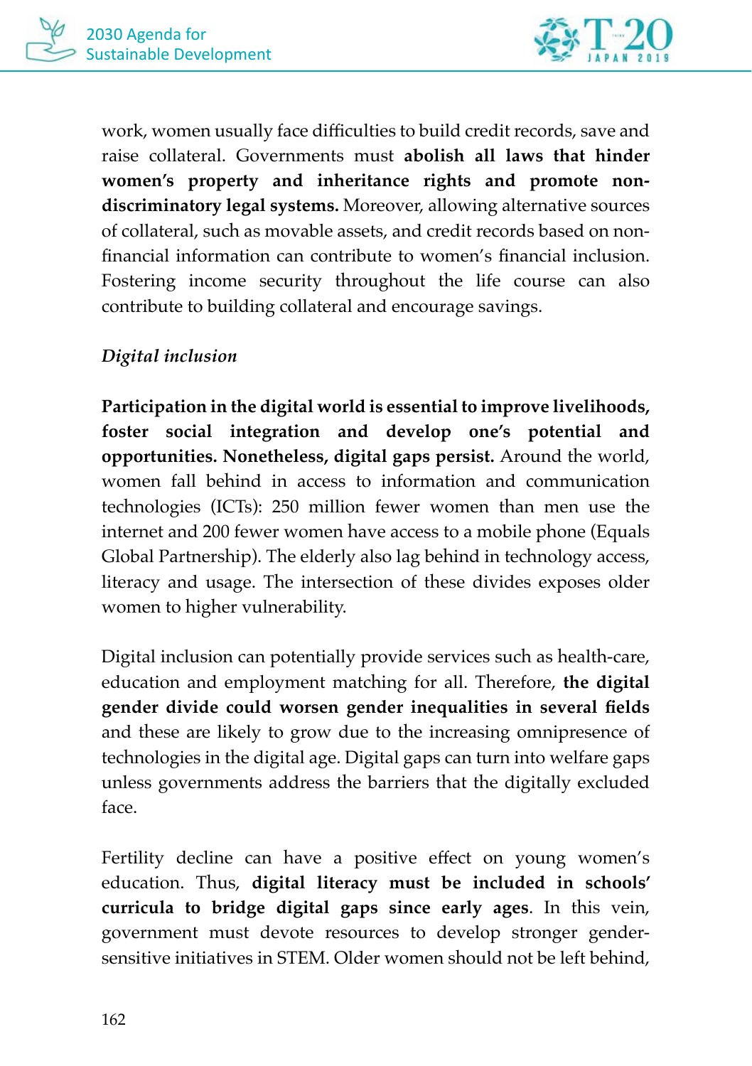work, women usually face difficulties to build credit records, save and raise collateral. Governments must **abolish all laws that hinder women's property and inheritance rights and promote non-discriminatory legal systems.** Moreover, allowing alternative sources of collateral, such as movable assets, and credit records based on non-financial information can contribute to women's financial inclusion. Fostering income security throughout the life course can also contribute to building collateral and encourage savings.

*Digital inclusion*

**Participation in the digital world is essential to improve livelihoods, foster social integration and develop one's potential and opportunities. Nonetheless, digital gaps persist.** Around the world, women fall behind in access to information and communication technologies (ICTs): 250 million fewer women than men use the internet and 200 fewer women have access to a mobile phone (Equals Global Partnership). The elderly also lag behind in technology access, literacy and usage. The intersection of these divides exposes older women to higher vulnerability.

Digital inclusion can potentially provide services such as health-care, education and employment matching for all. Therefore, **the digital gender divide could worsen gender inequalities in several fields** and these are likely to grow due to the increasing omnipresence of technologies in the digital age. Digital gaps can turn into welfare gaps unless governments address the barriers that the digitally excluded face.

Fertility decline can have a positive effect on young women's education. Thus, **digital literacy must be included in schools' curricula to bridge digital gaps since early ages**. In this vein, government must devote resources to develop stronger gender-sensitive initiatives in STEM. Older women should not be left behind,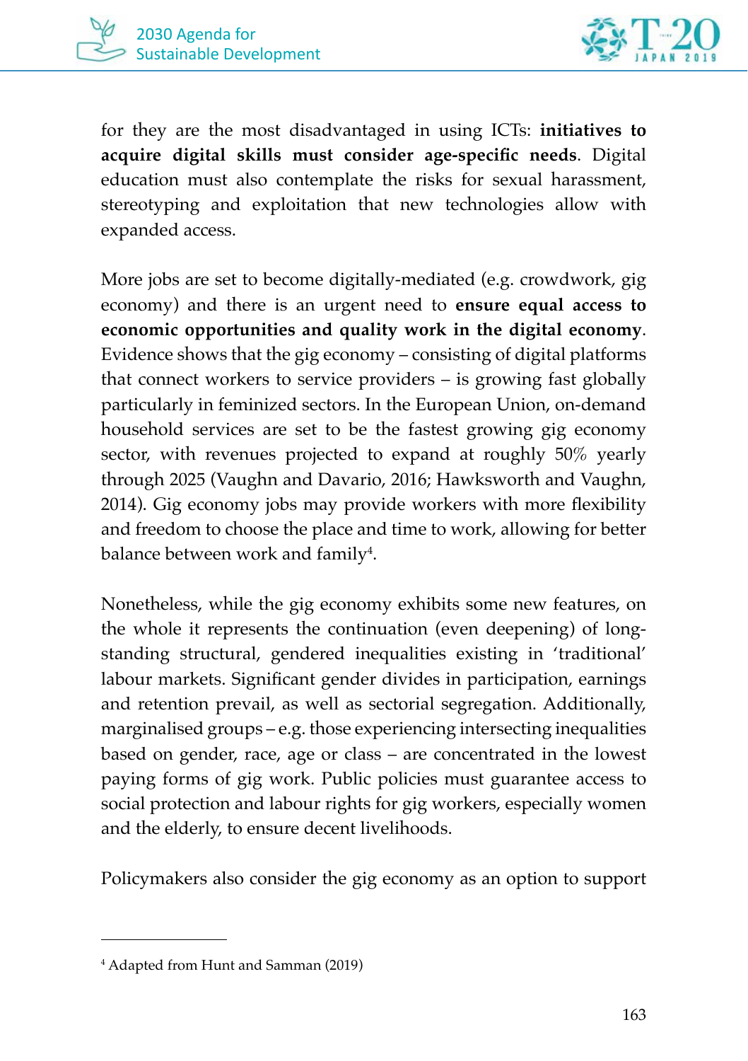for they are the most disadvantaged in using ICTs: **initiatives to acquire digital skills must consider age-specific needs**. Digital education must also contemplate the risks for sexual harassment, stereotyping and exploitation that new technologies allow with expanded access.

More jobs are set to become digitally-mediated (e.g. crowdwork, gig economy) and there is an urgent need to **ensure equal access to economic opportunities and quality work in the digital economy**. Evidence shows that the gig economy – consisting of digital platforms that connect workers to service providers – is growing fast globally particularly in feminized sectors. In the European Union, on-demand household services are set to be the fastest growing gig economy sector, with revenues projected to expand at roughly 50% yearly through 2025 (Vaughn and Davario, 2016; Hawksworth and Vaughn, 2014). Gig economy jobs may provide workers with more flexibility and freedom to choose the place and time to work, allowing for better balance between work and family[4].

Nonetheless, while the gig economy exhibits some new features, on the whole it represents the continuation (even deepening) of long-standing structural, gendered inequalities existing in 'traditional' labour markets. Significant gender divides in participation, earnings and retention prevail, as well as sectorial segregation. Additionally, marginalised groups – e.g. those experiencing intersecting inequalities based on gender, race, age or class – are concentrated in the lowest paying forms of gig work. Public policies must guarantee access to social protection and labour rights for gig workers, especially women and the elderly, to ensure decent livelihoods.

Policymakers also consider the gig economy as an option to support

[4] Adapted from Hunt and Samman (2019)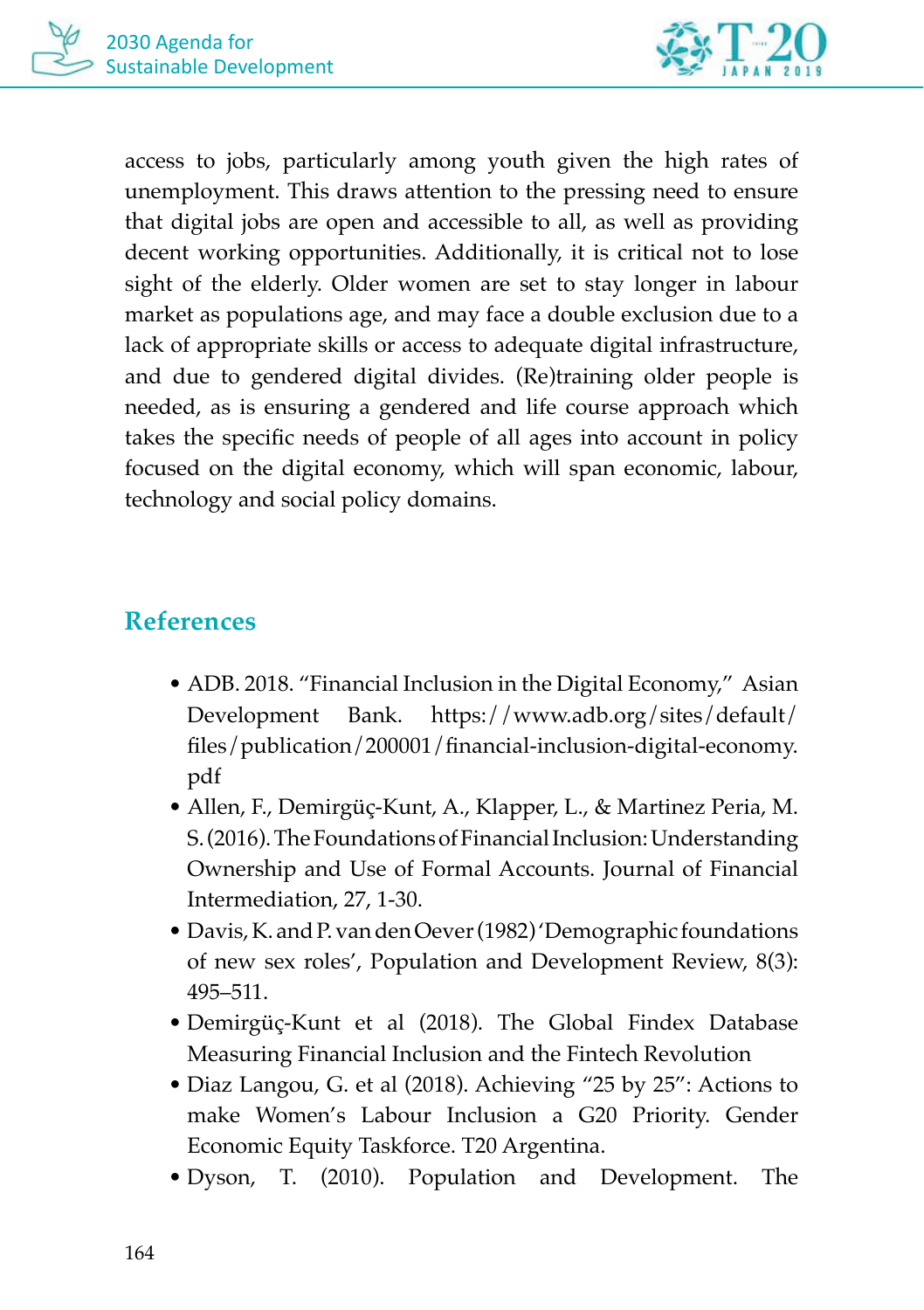access to jobs, particularly among youth given the high rates of unemployment. This draws attention to the pressing need to ensure that digital jobs are open and accessible to all, as well as providing decent working opportunities. Additionally, it is critical not to lose sight of the elderly. Older women are set to stay longer in labour market as populations age, and may face a double exclusion due to a lack of appropriate skills or access to adequate digital infrastructure, and due to gendered digital divides. (Re)training older people is needed, as is ensuring a gendered and life course approach which takes the specific needs of people of all ages into account in policy focused on the digital economy, which will span economic, labour, technology and social policy domains.

## References

- ADB. 2018. "Financial Inclusion in the Digital Economy," Asian Development Bank. https://www.adb.org/sites/default/files/publication/200001/financial-inclusion-digital-economy.pdf
- Allen, F., Demirgüç-Kunt, A., Klapper, L., & Martinez Peria, M. S. (2016). The Foundations of Financial Inclusion: Understanding Ownership and Use of Formal Accounts. Journal of Financial Intermediation, 27, 1-30.
- Davis, K. and P. van den Oever (1982) 'Demographic foundations of new sex roles', Population and Development Review, 8(3): 495–511.
- Demirgüç-Kunt et al (2018). The Global Findex Database Measuring Financial Inclusion and the Fintech Revolution
- Diaz Langou, G. et al (2018). Achieving "25 by 25": Actions to make Women's Labour Inclusion a G20 Priority. Gender Economic Equity Taskforce. T20 Argentina.
- Dyson, T. (2010). Population and Development. The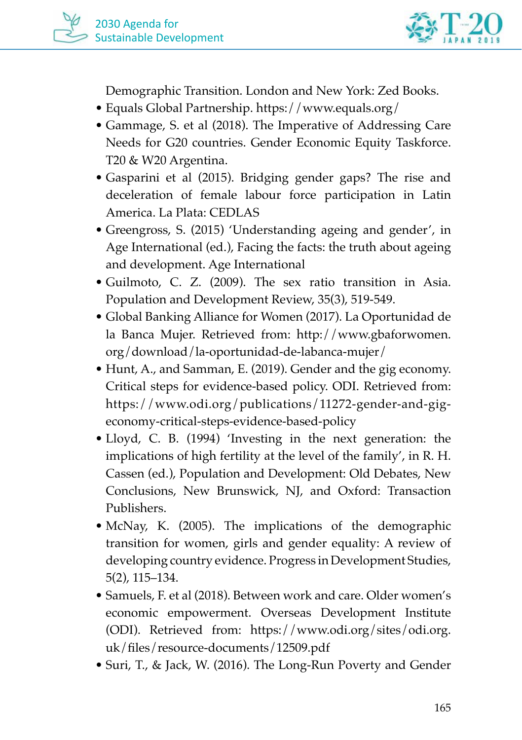Demographic Transition. London and New York: Zed Books.

- Equals Global Partnership. https://www.equals.org/
- Gammage, S. et al (2018). The Imperative of Addressing Care Needs for G20 countries. Gender Economic Equity Taskforce. T20 & W20 Argentina.
- Gasparini et al (2015). Bridging gender gaps? The rise and deceleration of female labour force participation in Latin America. La Plata: CEDLAS
- Greengross, S. (2015) 'Understanding ageing and gender', in Age International (ed.), Facing the facts: the truth about ageing and development. Age International
- Guilmoto, C. Z. (2009). The sex ratio transition in Asia. Population and Development Review, 35(3), 519-549.
- Global Banking Alliance for Women (2017). La Oportunidad de la Banca Mujer. Retrieved from: http://www.gbaforwomen.org/download/la-oportunidad-de-labanca-mujer/
- Hunt, A., and Samman, E. (2019). Gender and the gig economy. Critical steps for evidence-based policy. ODI. Retrieved from: https://www.odi.org/publications/11272-gender-and-gig-economy-critical-steps-evidence-based-policy
- Lloyd, C. B. (1994) 'Investing in the next generation: the implications of high fertility at the level of the family', in R. H. Cassen (ed.), Population and Development: Old Debates, New Conclusions, New Brunswick, NJ, and Oxford: Transaction Publishers.
- McNay, K. (2005). The implications of the demographic transition for women, girls and gender equality: A review of developing country evidence. Progress in Development Studies, 5(2), 115–134.
- Samuels, F. et al (2018). Between work and care. Older women's economic empowerment. Overseas Development Institute (ODI). Retrieved from: https://www.odi.org/sites/odi.org.uk/files/resource-documents/12509.pdf
- Suri, T., & Jack, W. (2016). The Long-Run Poverty and Gender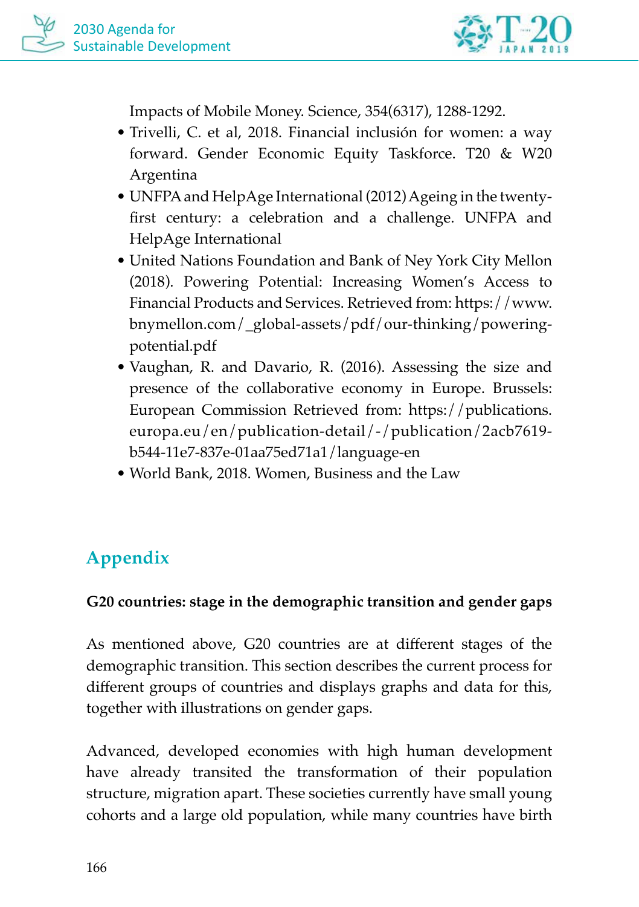Impacts of Mobile Money. Science, 354(6317), 1288-1292.

- Trivelli, C. et al, 2018. Financial inclusión for women: a way forward. Gender Economic Equity Taskforce. T20 & W20 Argentina
- UNFPA and HelpAge International (2012) Ageing in the twenty-first century: a celebration and a challenge. UNFPA and HelpAge International
- United Nations Foundation and Bank of Ney York City Mellon (2018). Powering Potential: Increasing Women's Access to Financial Products and Services. Retrieved from: https://www.bnymellon.com/_global-assets/pdf/our-thinking/powering-potential.pdf
- Vaughan, R. and Davario, R. (2016). Assessing the size and presence of the collaborative economy in Europe. Brussels: European Commission Retrieved from: https://publications.europa.eu/en/publication-detail/-/publication/2acb7619-b544-11e7-837e-01aa75ed71a1/language-en
- World Bank, 2018. Women, Business and the Law

## Appendix

**G20 countries: stage in the demographic transition and gender gaps**

As mentioned above, G20 countries are at different stages of the demographic transition. This section describes the current process for different groups of countries and displays graphs and data for this, together with illustrations on gender gaps.

Advanced, developed economies with high human development have already transited the transformation of their population structure, migration apart. These societies currently have small young cohorts and a large old population, while many countries have birth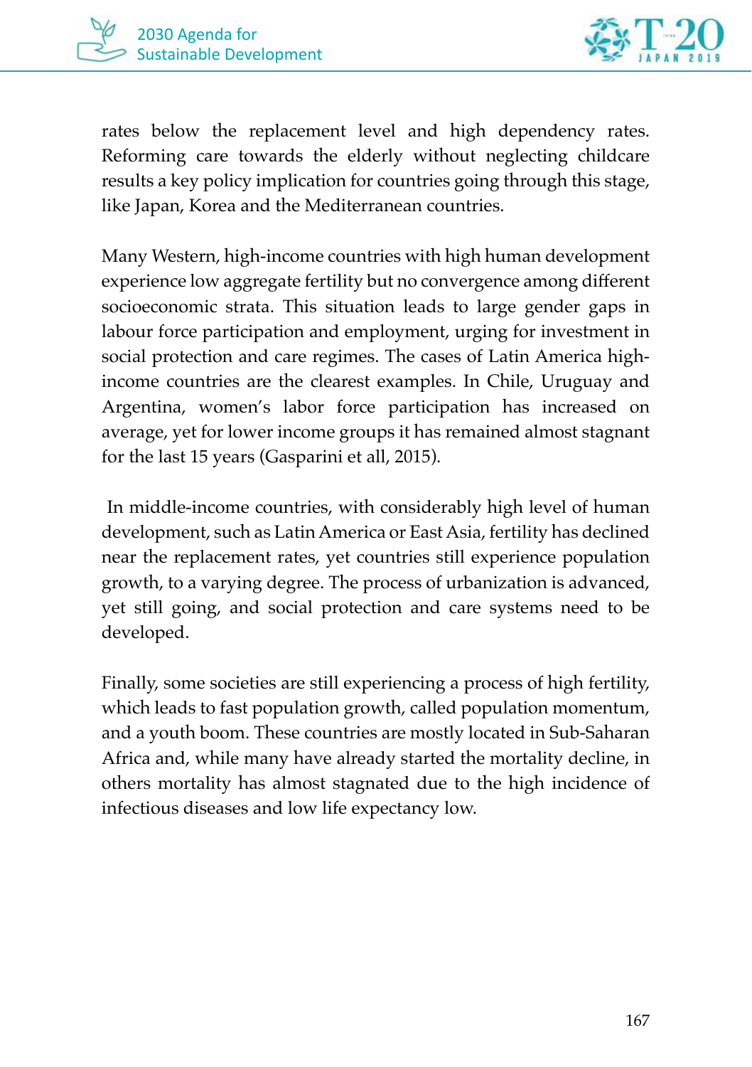rates below the replacement level and high dependency rates. Reforming care towards the elderly without neglecting childcare results a key policy implication for countries going through this stage, like Japan, Korea and the Mediterranean countries.

Many Western, high-income countries with high human development experience low aggregate fertility but no convergence among different socioeconomic strata. This situation leads to large gender gaps in labour force participation and employment, urging for investment in social protection and care regimes. The cases of Latin America high-income countries are the clearest examples. In Chile, Uruguay and Argentina, women's labor force participation has increased on average, yet for lower income groups it has remained almost stagnant for the last 15 years (Gasparini et all, 2015).

In middle-income countries, with considerably high level of human development, such as Latin America or East Asia, fertility has declined near the replacement rates, yet countries still experience population growth, to a varying degree. The process of urbanization is advanced, yet still going, and social protection and care systems need to be developed.

Finally, some societies are still experiencing a process of high fertility, which leads to fast population growth, called population momentum, and a youth boom. These countries are mostly located in Sub-Saharan Africa and, while many have already started the mortality decline, in others mortality has almost stagnated due to the high incidence of infectious diseases and low life expectancy low.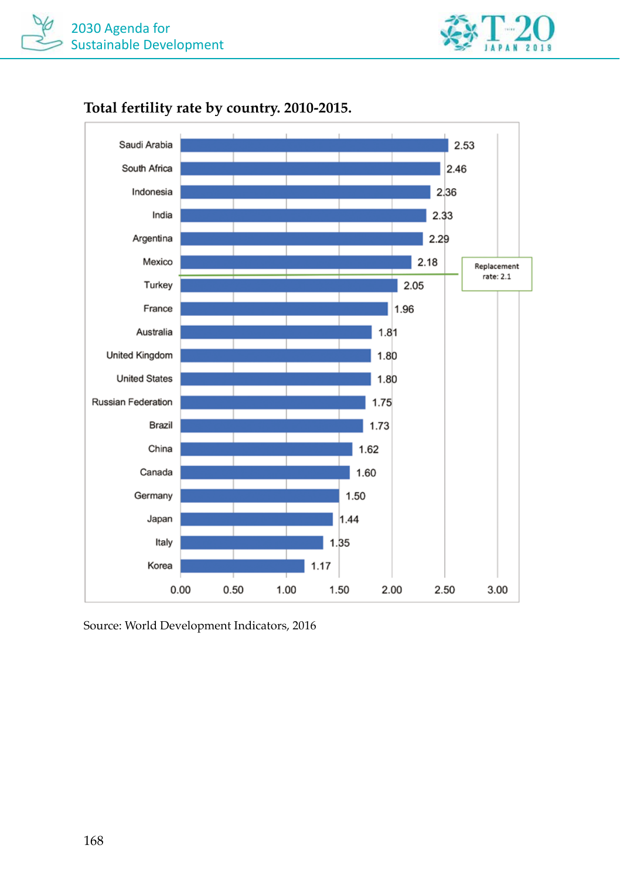**Total fertility rate by country. 2010-2015.**

| Country | Total fertility rate |
|---|---|
| Saudi Arabia | 2.53 |
| South Africa | 2.46 |
| Indonesia | 2.36 |
| India | 2.33 |
| Argentina | 2.29 |
| Mexico | 2.18 |
| Turkey | 2.05 |
| France | 1.96 |
| Australia | 1.81 |
| United Kingdom | 1.80 |
| United States | 1.80 |
| Russian Federation | 1.75 |
| Brazil | 1.73 |
| China | 1.62 |
| Canada | 1.60 |
| Germany | 1.50 |
| Japan | 1.44 |
| Italy | 1.35 |
| Korea | 1.17 |

Replacement rate: 2.1

Source: World Development Indicators, 2016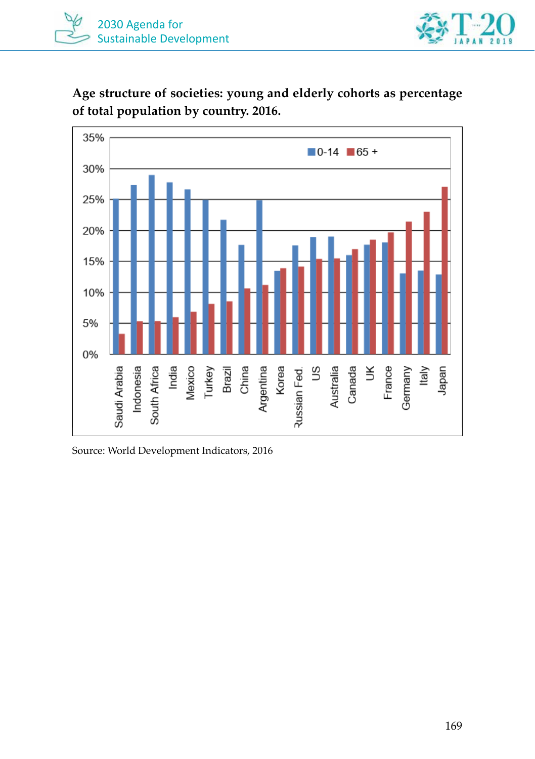**Age structure of societies: young and elderly cohorts as percentage of total population by country. 2016.**

Source: World Development Indicators, 2016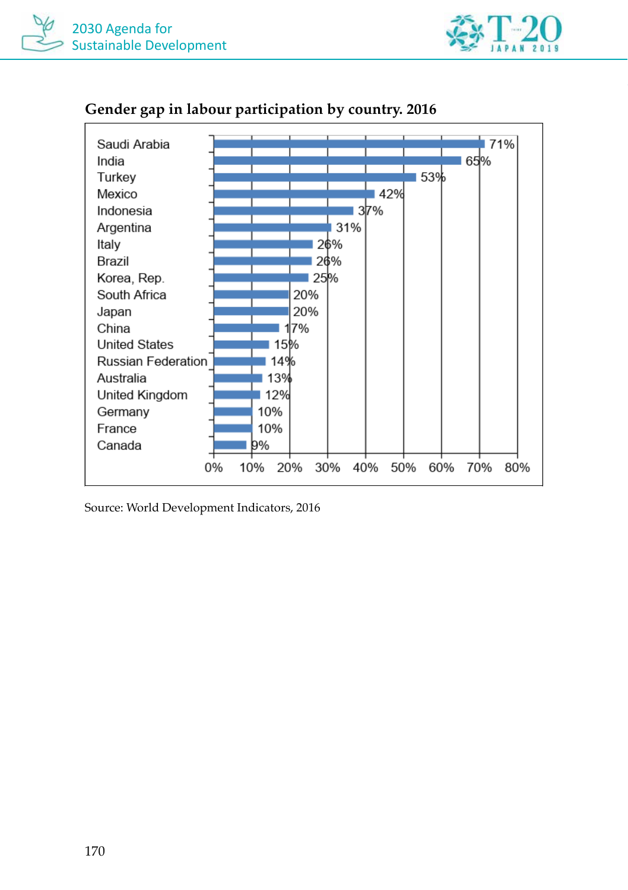**Gender gap in labour participation by country. 2016**

Saudi Arabia 71%
India 65%
Turkey 53%
Mexico 42%
Indonesia 37%
Argentina 31%
Italy 26%
Brazil 26%
Korea, Rep. 25%
South Africa 20%
Japan 20%
China 17%
United States 15%
Russian Federation 14%
Australia 13%
United Kingdom 12%
Germany 10%
France 10%
Canada 9%

0% 10% 20% 30% 40% 50% 60% 70% 80%

Source: World Development Indicators, 2016